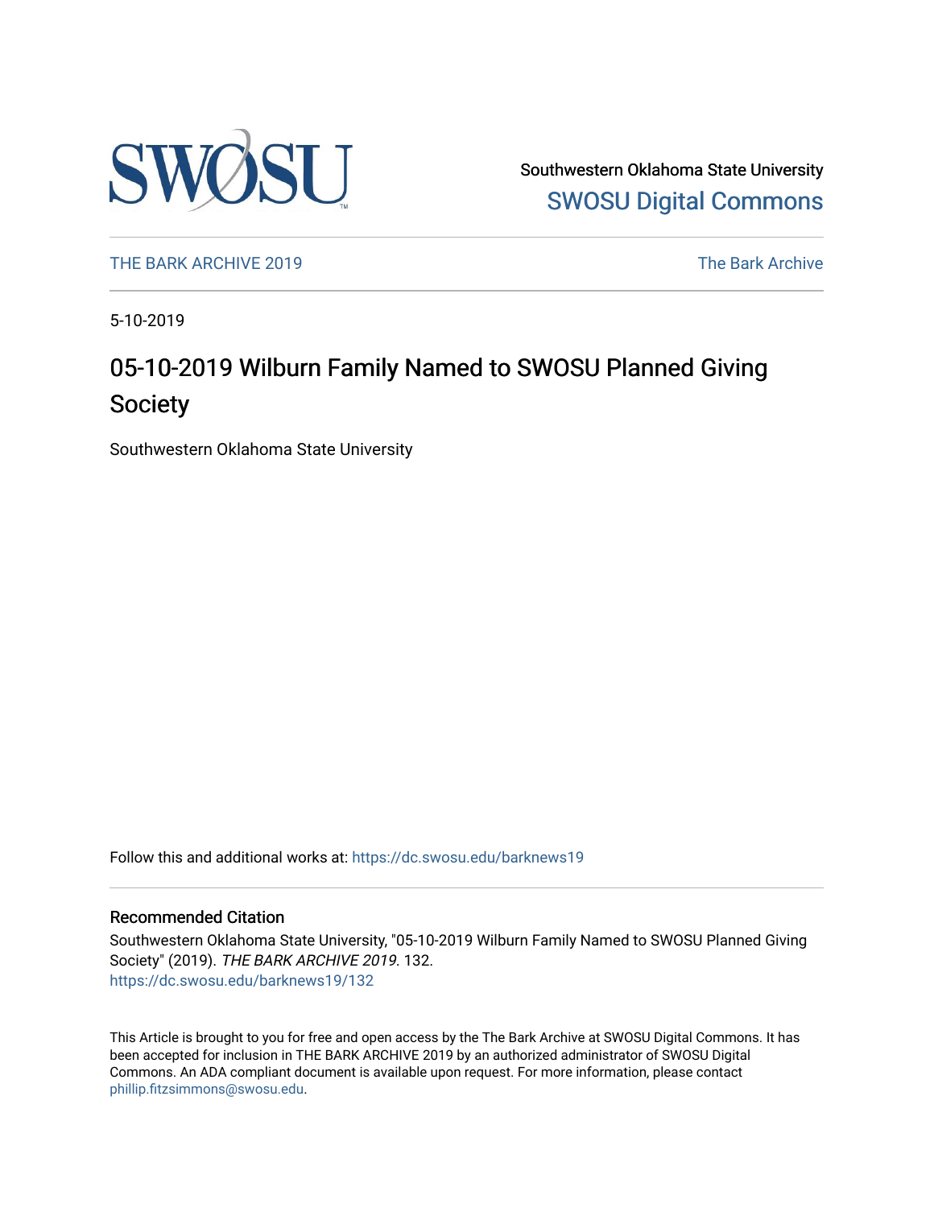Southwestern Oklahoma State University

SWOSU Digital Commons

THE BARK ARCHIVE 2019

The Bark Archive

5-10-2019

# 05-10-2019 Wilburn Family Named to SWOSU Planned Giving Society

Southwestern Oklahoma State University

Follow this and additional works at: https://dc.swosu.edu/barknews19

## Recommended Citation

Southwestern Oklahoma State University, "05-10-2019 Wilburn Family Named to SWOSU Planned Giving Society" (2019). *THE BARK ARCHIVE 2019*. 132.
https://dc.swosu.edu/barknews19/132

This Article is brought to you for free and open access by the The Bark Archive at SWOSU Digital Commons. It has been accepted for inclusion in THE BARK ARCHIVE 2019 by an authorized administrator of SWOSU Digital Commons. An ADA compliant document is available upon request. For more information, please contact phillip.fitzsimmons@swosu.edu.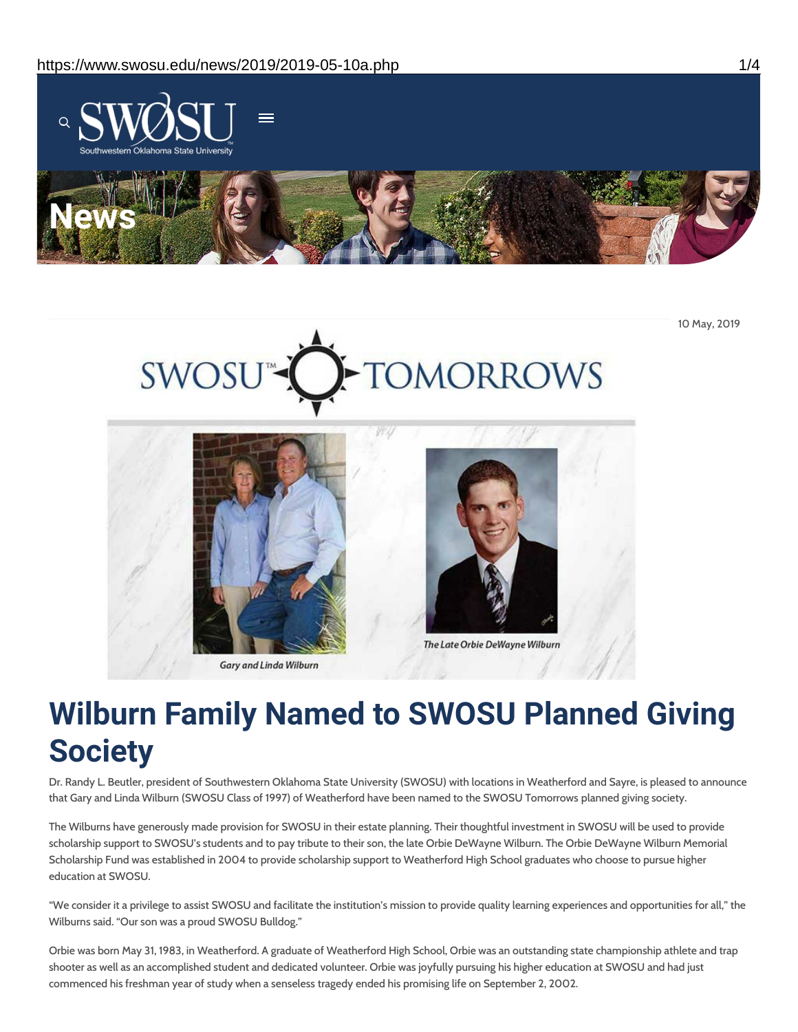10 May, 2019

SWOSU TOMORROWS

Gary and Linda Wilburn

The Late Orbie DeWayne Wilburn

# Wilburn Family Named to SWOSU Planned Giving Society

Dr. Randy L. Beutler, president of Southwestern Oklahoma State University (SWOSU) with locations in Weatherford and Sayre, is pleased to announce that Gary and Linda Wilburn (SWOSU Class of 1997) of Weatherford have been named to the SWOSU Tomorrows planned giving society.

The Wilburns have generously made provision for SWOSU in their estate planning. Their thoughtful investment in SWOSU will be used to provide scholarship support to SWOSU's students and to pay tribute to their son, the late Orbie DeWayne Wilburn. The Orbie DeWayne Wilburn Memorial Scholarship Fund was established in 2004 to provide scholarship support to Weatherford High School graduates who choose to pursue higher education at SWOSU.

"We consider it a privilege to assist SWOSU and facilitate the institution's mission to provide quality learning experiences and opportunities for all," the Wilburns said. "Our son was a proud SWOSU Bulldog."

Orbie was born May 31, 1983, in Weatherford. A graduate of Weatherford High School, Orbie was an outstanding state championship athlete and trap shooter as well as an accomplished student and dedicated volunteer. Orbie was joyfully pursuing his higher education at SWOSU and had just commenced his freshman year of study when a senseless tragedy ended his promising life on September 2, 2002.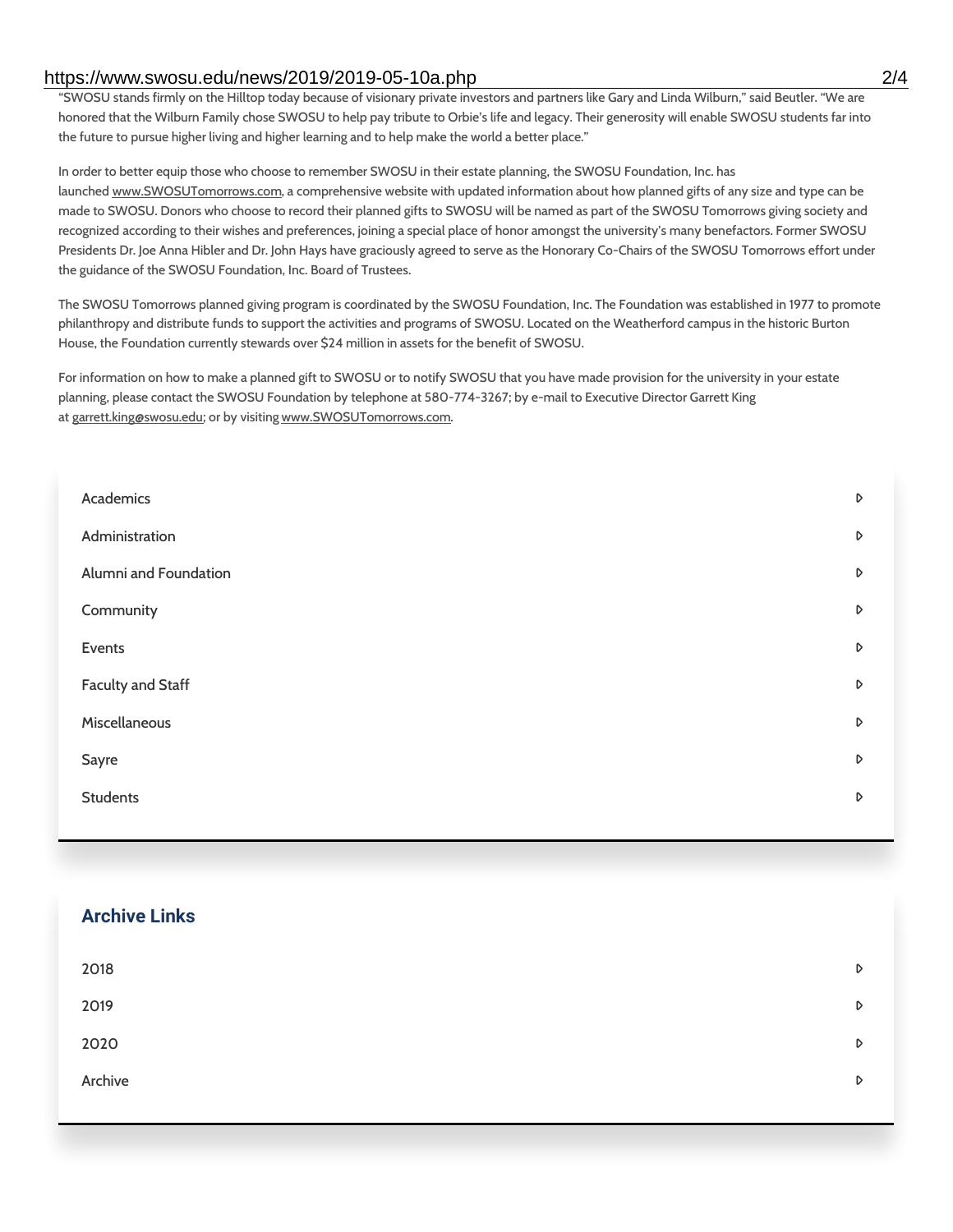"SWOSU stands firmly on the Hilltop today because of visionary private investors and partners like Gary and Linda Wilburn," said Beutler. "We are honored that the Wilburn Family chose SWOSU to help pay tribute to Orbie's life and legacy. Their generosity will enable SWOSU students far into the future to pursue higher living and higher learning and to help make the world a better place."

In order to better equip those who choose to remember SWOSU in their estate planning, the SWOSU Foundation, Inc. has launched www.SWOSUTomorrows.com, a comprehensive website with updated information about how planned gifts of any size and type can be made to SWOSU. Donors who choose to record their planned gifts to SWOSU will be named as part of the SWOSU Tomorrows giving society and recognized according to their wishes and preferences, joining a special place of honor amongst the university's many benefactors. Former SWOSU Presidents Dr. Joe Anna Hibler and Dr. John Hays have graciously agreed to serve as the Honorary Co-Chairs of the SWOSU Tomorrows effort under the guidance of the SWOSU Foundation, Inc. Board of Trustees.

The SWOSU Tomorrows planned giving program is coordinated by the SWOSU Foundation, Inc. The Foundation was established in 1977 to promote philanthropy and distribute funds to support the activities and programs of SWOSU. Located on the Weatherford campus in the historic Burton House, the Foundation currently stewards over $24 million in assets for the benefit of SWOSU.

For information on how to make a planned gift to SWOSU or to notify SWOSU that you have made provision for the university in your estate planning, please contact the SWOSU Foundation by telephone at 580-774-3267; by e-mail to Executive Director Garrett King at garrett.king@swosu.edu; or by visiting www.SWOSUTomorrows.com.

- Academics
- Administration
- Alumni and Foundation
- Community
- Events
- Faculty and Staff
- Miscellaneous
- Sayre
- Students

## Archive Links

- 2018
- 2019
- 2020
- Archive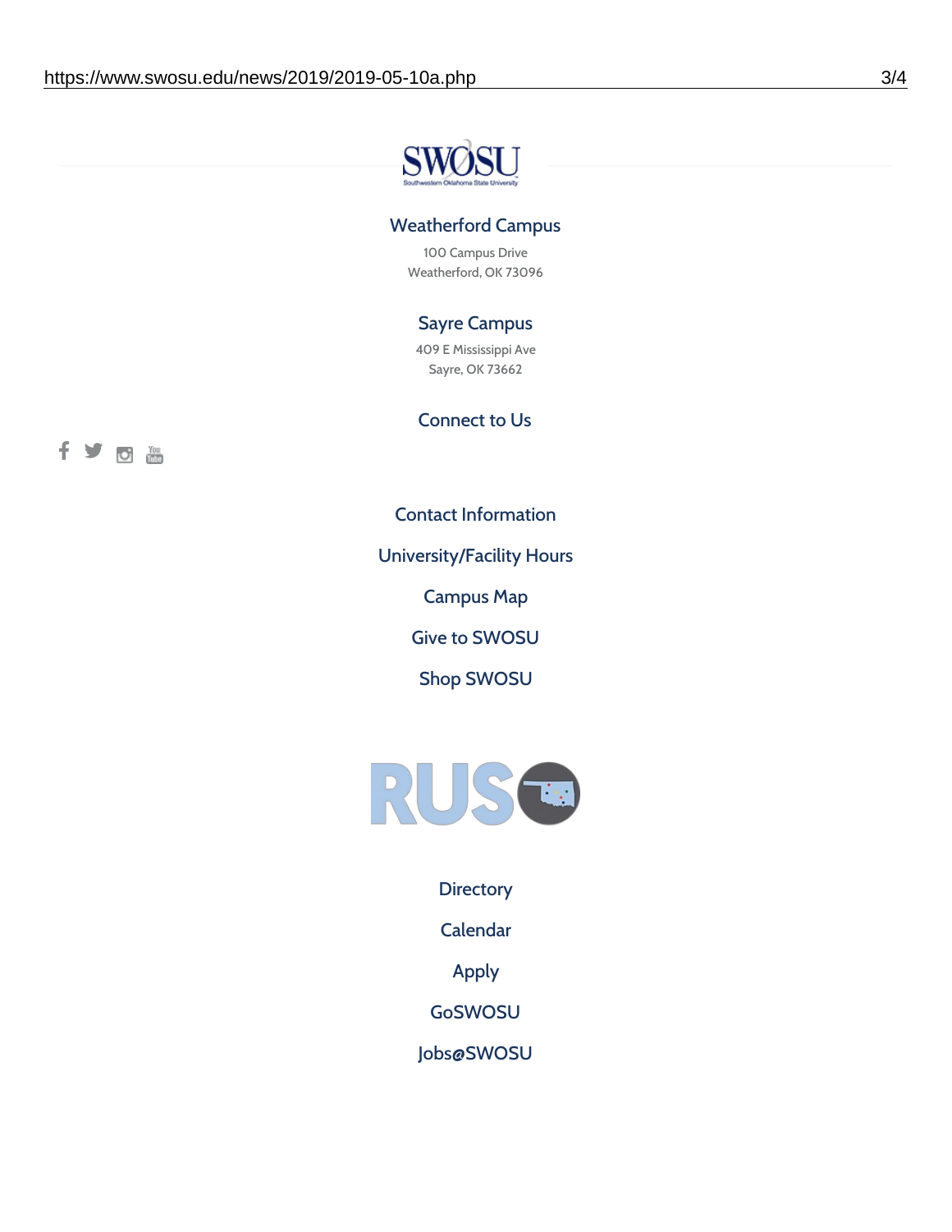SWOSU
Southwestern Oklahoma State University

## Weatherford Campus

100 Campus Drive
Weatherford, OK 73096

## Sayre Campus

409 E Mississippi Ave
Sayre, OK 73662

## Connect to Us

Contact Information

University/Facility Hours

Campus Map

Give to SWOSU

Shop SWOSU

RUSO

Directory

Calendar

Apply

GoSWOSU

Jobs@SWOSU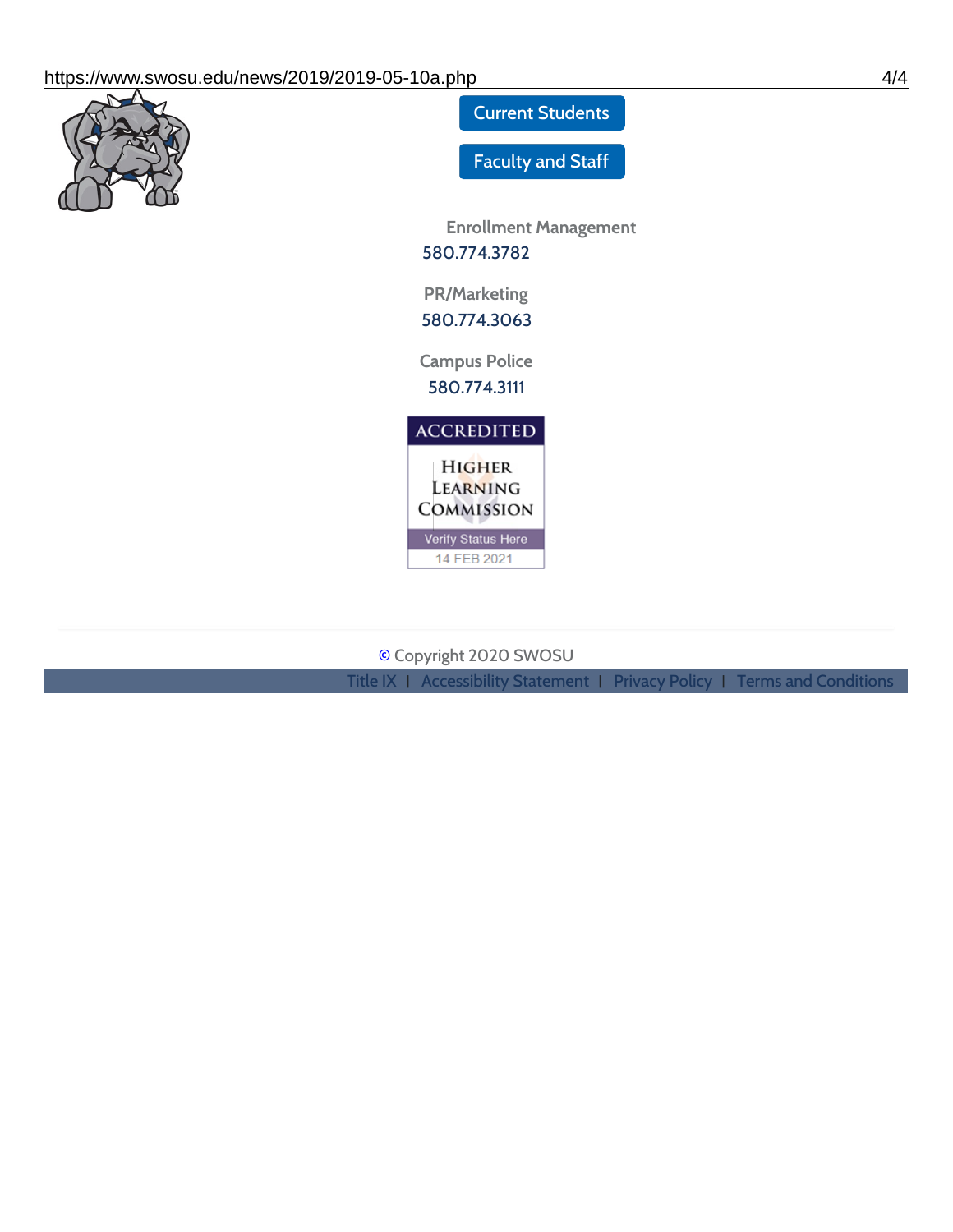Current Students

Faculty and Staff

Enrollment Management
580.774.3782

PR/Marketing
580.774.3063

Campus Police
580.774.3111

ACCREDITED
HIGHER LEARNING COMMISSION
Verify Status Here
14 FEB 2021

© Copyright 2020 SWOSU

Title IX | Accessibility Statement | Privacy Policy | Terms and Conditions